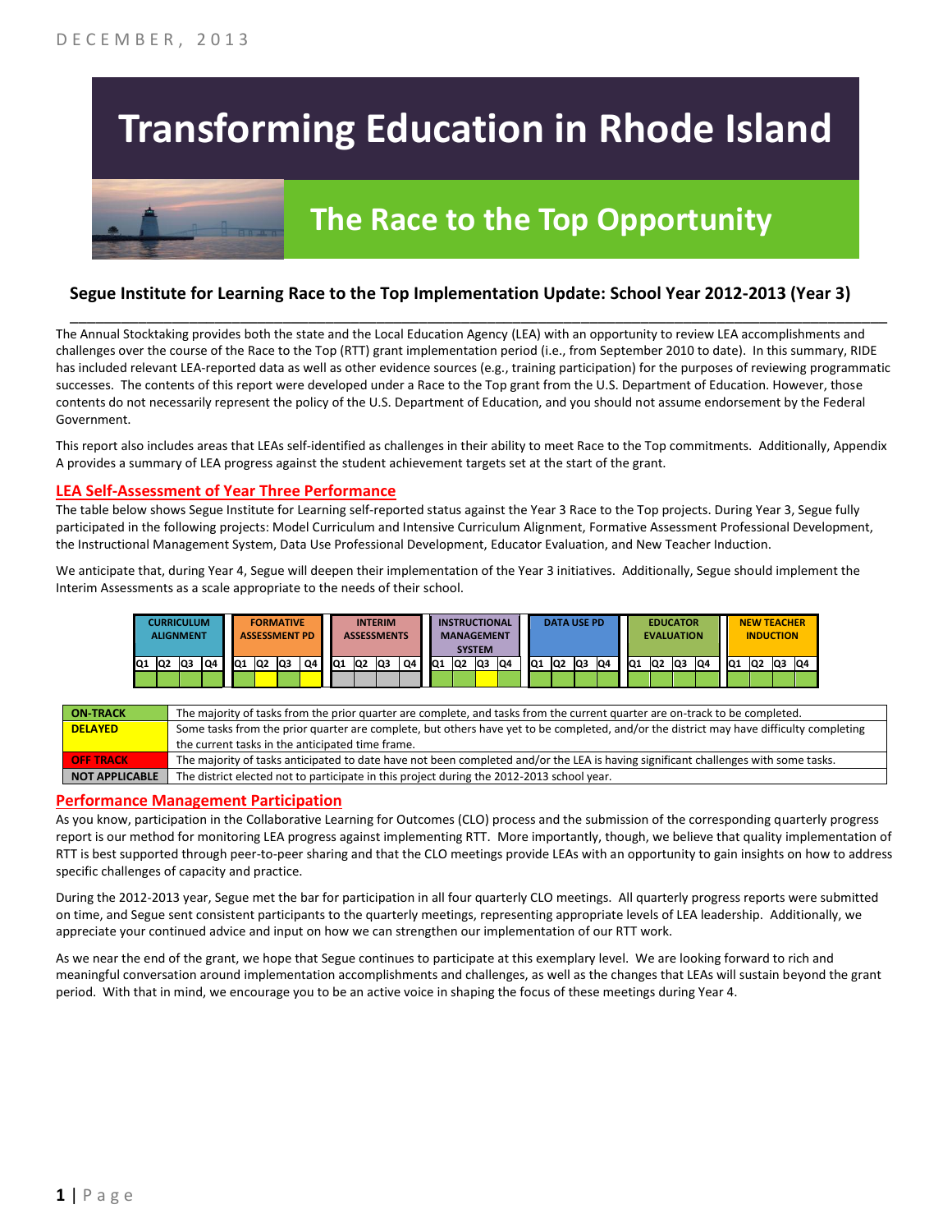# Transforming Education in Rhode Island

## The Race to the Top Opportunity

### Segue Institute for Learning Race to the Top Implementation Update: School Year 2012-2013 (Year 3)

The Annual Stocktaking provides both the state and the Local Education Agency (LEA) with an opportunity to review LEA accomplishments and challenges over the course of the Race to the Top (RTT) grant implementation period (i.e., from September 2010 to date). In this summary, RIDE has included relevant LEA-reported data as well as other evidence sources (e.g., training participation) for the purposes of reviewing programmatic successes. The contents of this report were developed under a Race to the Top grant from the U.S. Department of Education. However, those contents do not necessarily represent the policy of the U.S. Department of Education, and you should not assume endorsement by the Federal Government.

This report also includes areas that LEAs self-identified as challenges in their ability to meet Race to the Top commitments. Additionally, Appendix A provides a summary of LEA progress against the student achievement targets set at the start of the grant.

## LEA Self-Assessment of Year Three Performance

The table below shows Segue Institute for Learning self-reported status against the Year 3 Race to the Top projects. During Year 3, Segue fully participated in the following projects: Model Curriculum and Intensive Curriculum Alignment, Formative Assessment Professional Development, the Instructional Management System, Data Use Professional Development, Educator Evaluation, and New Teacher Induction.

We anticipate that, during Year 4, Segue will deepen their implementation of the Year 3 initiatives. Additionally, Segue should implement the Interim Assessments as a scale appropriate to the needs of their school.

| Project | Q1 | Q2 | Q3 | Q4 |
|---|---|---|---|---|
| CURRICULUM ALIGNMENT | On-Track | On-Track | On-Track | On-Track |
| FORMATIVE ASSESSMENT PD | On-Track | Delayed | On-Track | Delayed |
| INTERIM ASSESSMENTS | Not Applicable | Not Applicable | Not Applicable | Not Applicable |
| INSTRUCTIONAL MANAGEMENT SYSTEM | On-Track | On-Track | Delayed | On-Track |
| DATA USE PD | On-Track | On-Track | On-Track | On-Track |
| EDUCATOR EVALUATION | On-Track | On-Track | On-Track | On-Track |
| NEW TEACHER INDUCTION | On-Track | On-Track | On-Track | On-Track |

| Status | Description |
|---|---|
| ON-TRACK | The majority of tasks from the prior quarter are complete, and tasks from the current quarter are on-track to be completed. |
| DELAYED | Some tasks from the prior quarter are complete, but others have yet to be completed, and/or the district may have difficulty completing the current tasks in the anticipated time frame. |
| OFF TRACK | The majority of tasks anticipated to date have not been completed and/or the LEA is having significant challenges with some tasks. |
| NOT APPLICABLE | The district elected not to participate in this project during the 2012-2013 school year. |

## Performance Management Participation

As you know, participation in the Collaborative Learning for Outcomes (CLO) process and the submission of the corresponding quarterly progress report is our method for monitoring LEA progress against implementing RTT. More importantly, though, we believe that quality implementation of RTT is best supported through peer-to-peer sharing and that the CLO meetings provide LEAs with an opportunity to gain insights on how to address specific challenges of capacity and practice.

During the 2012-2013 year, Segue met the bar for participation in all four quarterly CLO meetings. All quarterly progress reports were submitted on time, and Segue sent consistent participants to the quarterly meetings, representing appropriate levels of LEA leadership. Additionally, we appreciate your continued advice and input on how we can strengthen our implementation of our RTT work.

As we near the end of the grant, we hope that Segue continues to participate at this exemplary level. We are looking forward to rich and meaningful conversation around implementation accomplishments and challenges, as well as the changes that LEAs will sustain beyond the grant period. With that in mind, we encourage you to be an active voice in shaping the focus of these meetings during Year 4.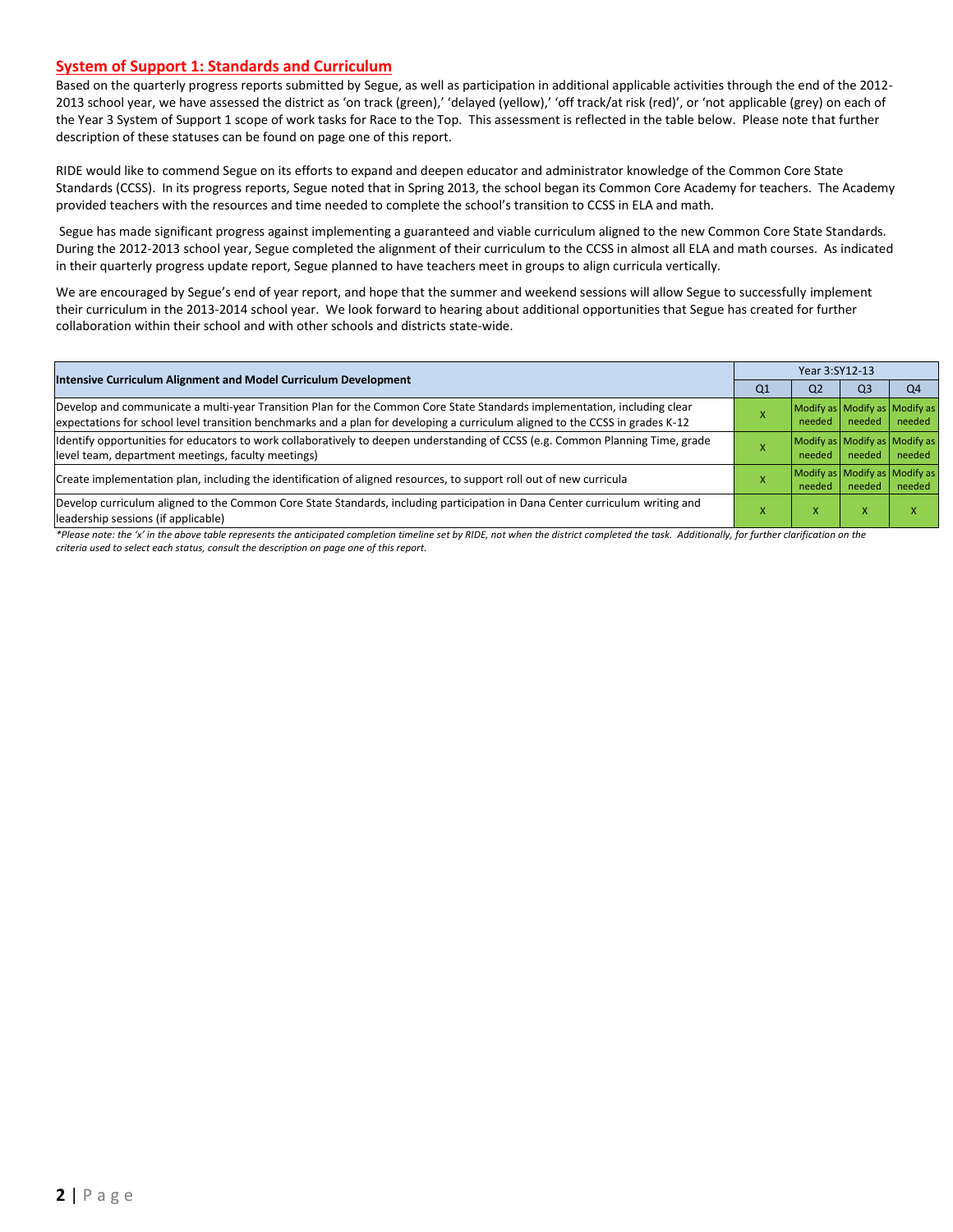## System of Support 1: Standards and Curriculum

Based on the quarterly progress reports submitted by Segue, as well as participation in additional applicable activities through the end of the 2012-2013 school year, we have assessed the district as 'on track (green),' 'delayed (yellow),' 'off track/at risk (red)', or 'not applicable (grey) on each of the Year 3 System of Support 1 scope of work tasks for Race to the Top. This assessment is reflected in the table below. Please note that further description of these statuses can be found on page one of this report.

RIDE would like to commend Segue on its efforts to expand and deepen educator and administrator knowledge of the Common Core State Standards (CCSS). In its progress reports, Segue noted that in Spring 2013, the school began its Common Core Academy for teachers. The Academy provided teachers with the resources and time needed to complete the school's transition to CCSS in ELA and math.

Segue has made significant progress against implementing a guaranteed and viable curriculum aligned to the new Common Core State Standards. During the 2012-2013 school year, Segue completed the alignment of their curriculum to the CCSS in almost all ELA and math courses. As indicated in their quarterly progress update report, Segue planned to have teachers meet in groups to align curricula vertically.

We are encouraged by Segue's end of year report, and hope that the summer and weekend sessions will allow Segue to successfully implement their curriculum in the 2013-2014 school year. We look forward to hearing about additional opportunities that Segue has created for further collaboration within their school and with other schools and districts state-wide.

| Intensive Curriculum Alignment and Model Curriculum Development | Year 3:SY12-13 | | | |
|---|---|---|---|---|
| | Q1 | Q2 | Q3 | Q4 |
| Develop and communicate a multi-year Transition Plan for the Common Core State Standards implementation, including clear expectations for school level transition benchmarks and a plan for developing a curriculum aligned to the CCSS in grades K-12 | X | Modify as needed | Modify as needed | Modify as needed |
| Identify opportunities for educators to work collaboratively to deepen understanding of CCSS (e.g. Common Planning Time, grade level team, department meetings, faculty meetings) | X | Modify as needed | Modify as needed | Modify as needed |
| Create implementation plan, including the identification of aligned resources, to support roll out of new curricula | X | Modify as needed | Modify as needed | Modify as needed |
| Develop curriculum aligned to the Common Core State Standards, including participation in Dana Center curriculum writing and leadership sessions (if applicable) | X | X | X | X |

*\*Please note: the 'x' in the above table represents the anticipated completion timeline set by RIDE, not when the district completed the task. Additionally, for further clarification on the criteria used to select each status, consult the description on page one of this report.*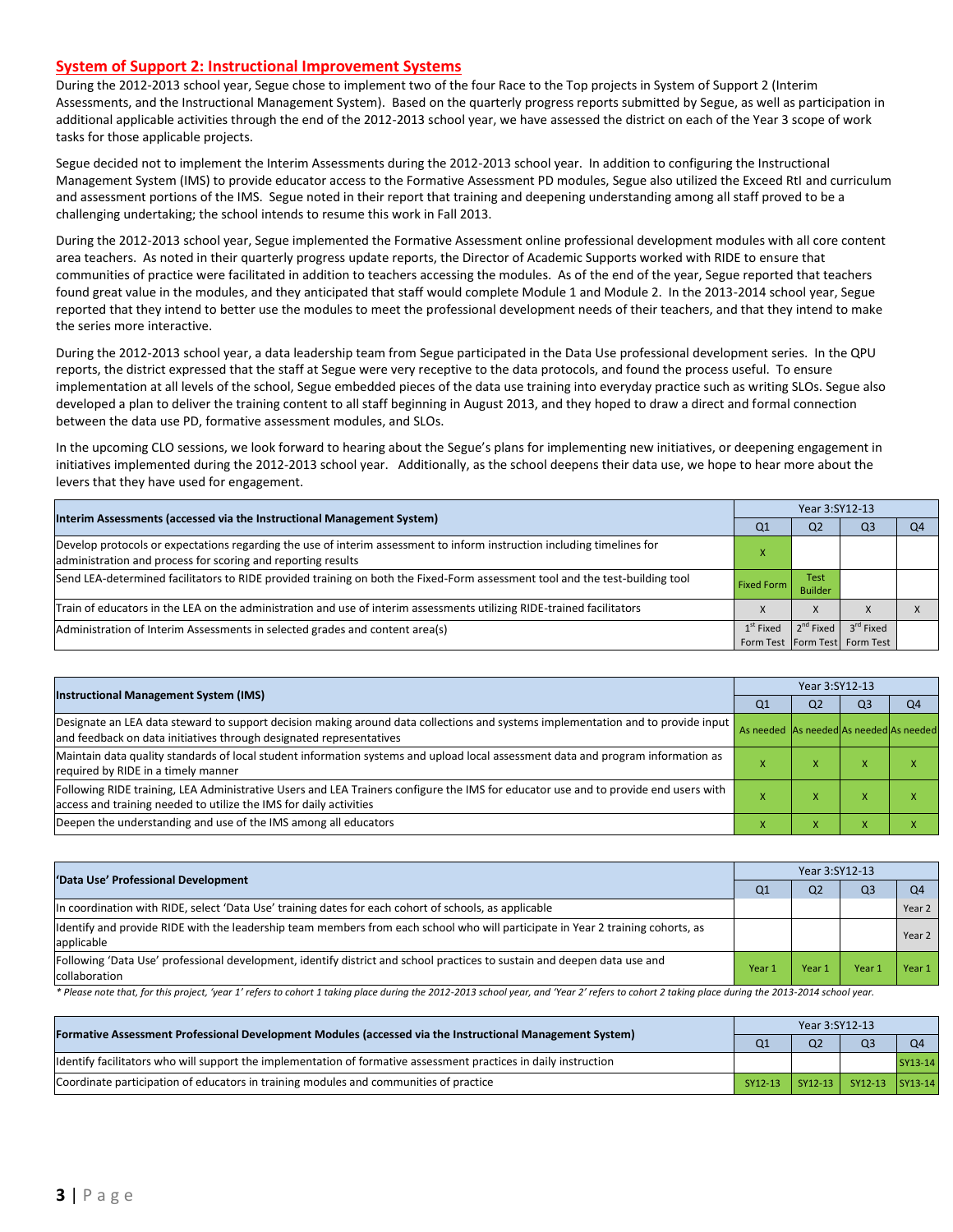## System of Support 2: Instructional Improvement Systems

During the 2012-2013 school year, Segue chose to implement two of the four Race to the Top projects in System of Support 2 (Interim Assessments, and the Instructional Management System). Based on the quarterly progress reports submitted by Segue, as well as participation in additional applicable activities through the end of the 2012-2013 school year, we have assessed the district on each of the Year 3 scope of work tasks for those applicable projects.

Segue decided not to implement the Interim Assessments during the 2012-2013 school year. In addition to configuring the Instructional Management System (IMS) to provide educator access to the Formative Assessment PD modules, Segue also utilized the Exceed RtI and curriculum and assessment portions of the IMS. Segue noted in their report that training and deepening understanding among all staff proved to be a challenging undertaking; the school intends to resume this work in Fall 2013.

During the 2012-2013 school year, Segue implemented the Formative Assessment online professional development modules with all core content area teachers. As noted in their quarterly progress update reports, the Director of Academic Supports worked with RIDE to ensure that communities of practice were facilitated in addition to teachers accessing the modules. As of the end of the year, Segue reported that teachers found great value in the modules, and they anticipated that staff would complete Module 1 and Module 2. In the 2013-2014 school year, Segue reported that they intend to better use the modules to meet the professional development needs of their teachers, and that they intend to make the series more interactive.

During the 2012-2013 school year, a data leadership team from Segue participated in the Data Use professional development series. In the QPU reports, the district expressed that the staff at Segue were very receptive to the data protocols, and found the process useful. To ensure implementation at all levels of the school, Segue embedded pieces of the data use training into everyday practice such as writing SLOs. Segue also developed a plan to deliver the training content to all staff beginning in August 2013, and they hoped to draw a direct and formal connection between the data use PD, formative assessment modules, and SLOs.

In the upcoming CLO sessions, we look forward to hearing about the Segue's plans for implementing new initiatives, or deepening engagement in initiatives implemented during the 2012-2013 school year. Additionally, as the school deepens their data use, we hope to hear more about the levers that they have used for engagement.

| Interim Assessments (accessed via the Instructional Management System) | Year 3:SY12-13 | | | |
|---|---|---|---|---|
| | Q1 | Q2 | Q3 | Q4 |
| Develop protocols or expectations regarding the use of interim assessment to inform instruction including timelines for administration and process for scoring and reporting results | x | | | |
| Send LEA-determined facilitators to RIDE provided training on both the Fixed-Form assessment tool and the test-building tool | Fixed Form | Test Builder | | |
| Train of educators in the LEA on the administration and use of interim assessments utilizing RIDE-trained facilitators | x | x | x | x |
| Administration of Interim Assessments in selected grades and content area(s) | 1st Fixed Form Test | 2nd Fixed Form Test | 3rd Fixed Form Test | |

| Instructional Management System (IMS) | Year 3:SY12-13 | | | |
|---|---|---|---|---|
| | Q1 | Q2 | Q3 | Q4 |
| Designate an LEA data steward to support decision making around data collections and systems implementation and to provide input and feedback on data initiatives through designated representatives | As needed | As needed | As needed | As needed |
| Maintain data quality standards of local student information systems and upload local assessment data and program information as required by RIDE in a timely manner | x | x | x | x |
| Following RIDE training, LEA Administrative Users and LEA Trainers configure the IMS for educator use and to provide end users with access and training needed to utilize the IMS for daily activities | x | x | x | x |
| Deepen the understanding and use of the IMS among all educators | x | x | x | x |

| 'Data Use' Professional Development | Year 3:SY12-13 | | | |
|---|---|---|---|---|
| | Q1 | Q2 | Q3 | Q4 |
| In coordination with RIDE, select 'Data Use' training dates for each cohort of schools, as applicable | | | | Year 2 |
| Identify and provide RIDE with the leadership team members from each school who will participate in Year 2 training cohorts, as applicable | | | | Year 2 |
| Following 'Data Use' professional development, identify district and school practices to sustain and deepen data use and collaboration | Year 1 | Year 1 | Year 1 | Year 1 |

*\* Please note that, for this project, 'year 1' refers to cohort 1 taking place during the 2012-2013 school year, and 'Year 2' refers to cohort 2 taking place during the 2013-2014 school year.*

| Formative Assessment Professional Development Modules (accessed via the Instructional Management System) | Year 3:SY12-13 | | | |
|---|---|---|---|---|
| | Q1 | Q2 | Q3 | Q4 |
| Identify facilitators who will support the implementation of formative assessment practices in daily instruction | | | | SY13-14 |
| Coordinate participation of educators in training modules and communities of practice | SY12-13 | SY12-13 | SY12-13 | SY13-14 |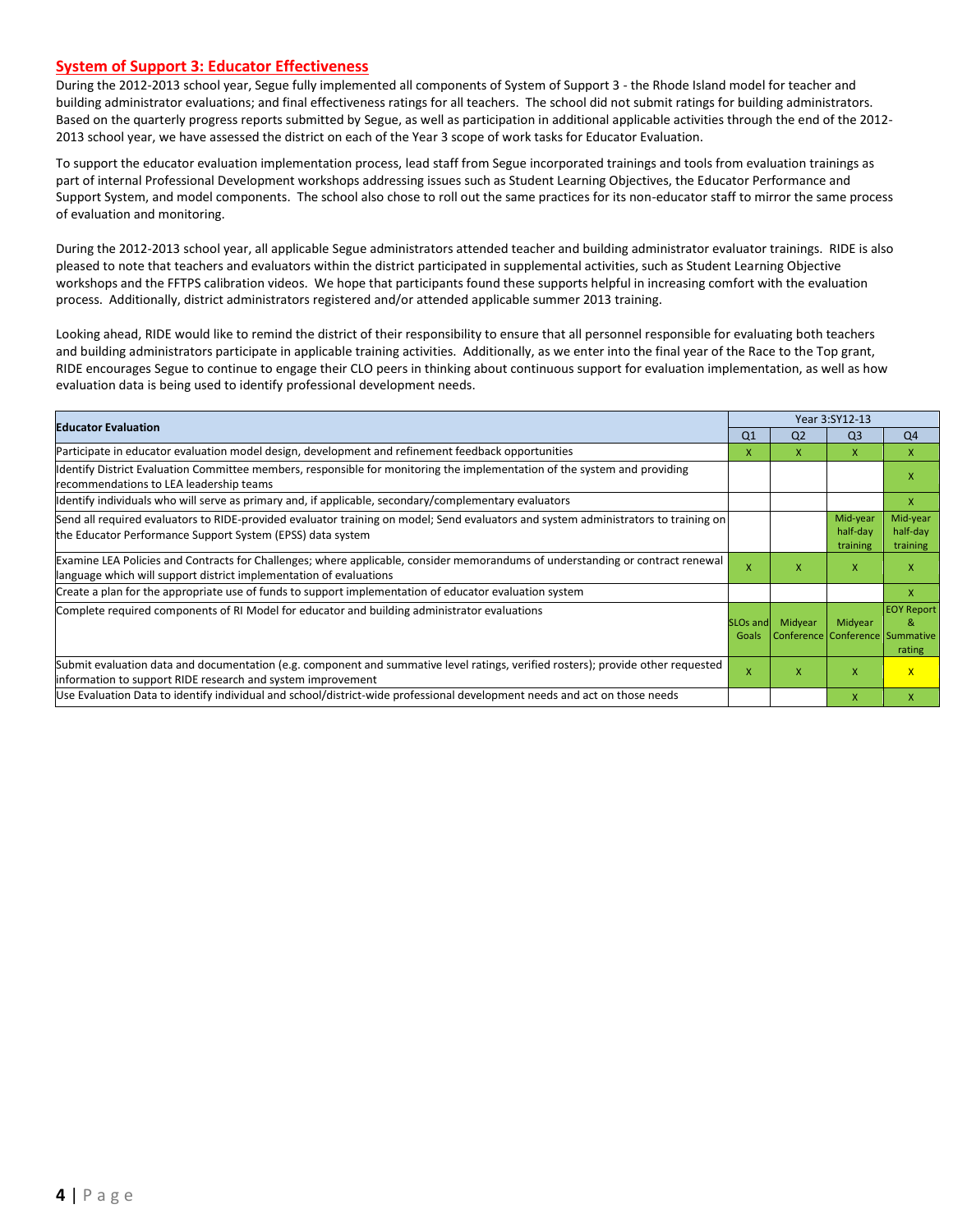## System of Support 3: Educator Effectiveness

During the 2012-2013 school year, Segue fully implemented all components of System of Support 3 - the Rhode Island model for teacher and building administrator evaluations; and final effectiveness ratings for all teachers. The school did not submit ratings for building administrators. Based on the quarterly progress reports submitted by Segue, as well as participation in additional applicable activities through the end of the 2012-2013 school year, we have assessed the district on each of the Year 3 scope of work tasks for Educator Evaluation.

To support the educator evaluation implementation process, lead staff from Segue incorporated trainings and tools from evaluation trainings as part of internal Professional Development workshops addressing issues such as Student Learning Objectives, the Educator Performance and Support System, and model components. The school also chose to roll out the same practices for its non-educator staff to mirror the same process of evaluation and monitoring.

During the 2012-2013 school year, all applicable Segue administrators attended teacher and building administrator evaluator trainings. RIDE is also pleased to note that teachers and evaluators within the district participated in supplemental activities, such as Student Learning Objective workshops and the FFTPS calibration videos. We hope that participants found these supports helpful in increasing comfort with the evaluation process. Additionally, district administrators registered and/or attended applicable summer 2013 training.

Looking ahead, RIDE would like to remind the district of their responsibility to ensure that all personnel responsible for evaluating both teachers and building administrators participate in applicable training activities. Additionally, as we enter into the final year of the Race to the Top grant, RIDE encourages Segue to continue to engage their CLO peers in thinking about continuous support for evaluation implementation, as well as how evaluation data is being used to identify professional development needs.

| Educator Evaluation | Year 3:SY12-13 | | | |
|---|---|---|---|---|
| | Q1 | Q2 | Q3 | Q4 |
| Participate in educator evaluation model design, development and refinement feedback opportunities | x | x | x | x |
| Identify District Evaluation Committee members, responsible for monitoring the implementation of the system and providing recommendations to LEA leadership teams | | | | x |
| Identify individuals who will serve as primary and, if applicable, secondary/complementary evaluators | | | | x |
| Send all required evaluators to RIDE-provided evaluator training on model; Send evaluators and system administrators to training on the Educator Performance Support System (EPSS) data system | | | Mid-year half-day training | Mid-year half-day training |
| Examine LEA Policies and Contracts for Challenges; where applicable, consider memorandums of understanding or contract renewal language which will support district implementation of evaluations | x | x | x | x |
| Create a plan for the appropriate use of funds to support implementation of educator evaluation system | | | | x |
| Complete required components of RI Model for educator and building administrator evaluations | SLOs and Goals | Midyear Conference | Midyear Conference | EOY Report & Summative rating |
| Submit evaluation data and documentation (e.g. component and summative level ratings, verified rosters); provide other requested information to support RIDE research and system improvement | x | x | x | x |
| Use Evaluation Data to identify individual and school/district-wide professional development needs and act on those needs | | | x | x |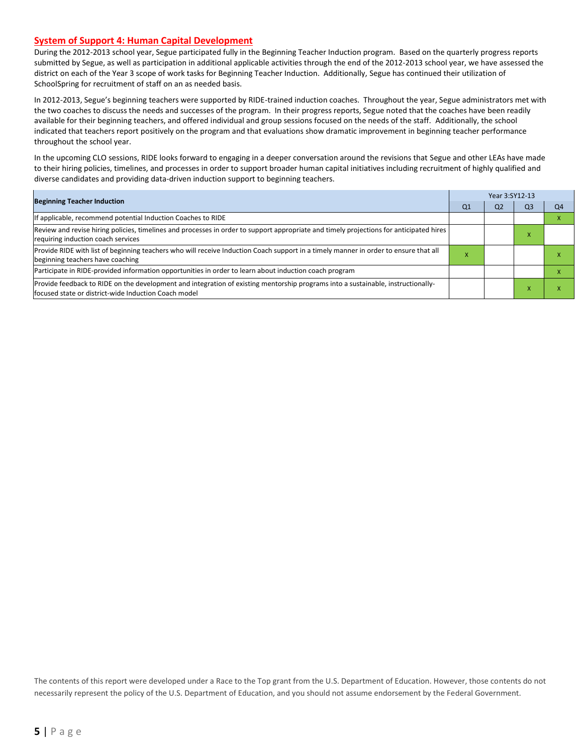## System of Support 4: Human Capital Development

During the 2012-2013 school year, Segue participated fully in the Beginning Teacher Induction program. Based on the quarterly progress reports submitted by Segue, as well as participation in additional applicable activities through the end of the 2012-2013 school year, we have assessed the district on each of the Year 3 scope of work tasks for Beginning Teacher Induction. Additionally, Segue has continued their utilization of SchoolSpring for recruitment of staff on an as needed basis.

In 2012-2013, Segue's beginning teachers were supported by RIDE-trained induction coaches. Throughout the year, Segue administrators met with the two coaches to discuss the needs and successes of the program. In their progress reports, Segue noted that the coaches have been readily available for their beginning teachers, and offered individual and group sessions focused on the needs of the staff. Additionally, the school indicated that teachers report positively on the program and that evaluations show dramatic improvement in beginning teacher performance throughout the school year.

In the upcoming CLO sessions, RIDE looks forward to engaging in a deeper conversation around the revisions that Segue and other LEAs have made to their hiring policies, timelines, and processes in order to support broader human capital initiatives including recruitment of highly qualified and diverse candidates and providing data-driven induction support to beginning teachers.

| Beginning Teacher Induction | Year 3:SY12-13 | | | |
|---|---|---|---|---|
| | Q1 | Q2 | Q3 | Q4 |
| If applicable, recommend potential Induction Coaches to RIDE | | | | x |
| Review and revise hiring policies, timelines and processes in order to support appropriate and timely projections for anticipated hires requiring induction coach services | | | x | |
| Provide RIDE with list of beginning teachers who will receive Induction Coach support in a timely manner in order to ensure that all beginning teachers have coaching | x | | | x |
| Participate in RIDE-provided information opportunities in order to learn about induction coach program | | | | x |
| Provide feedback to RIDE on the development and integration of existing mentorship programs into a sustainable, instructionally-focused state or district-wide Induction Coach model | | | x | x |

The contents of this report were developed under a Race to the Top grant from the U.S. Department of Education. However, those contents do not necessarily represent the policy of the U.S. Department of Education, and you should not assume endorsement by the Federal Government.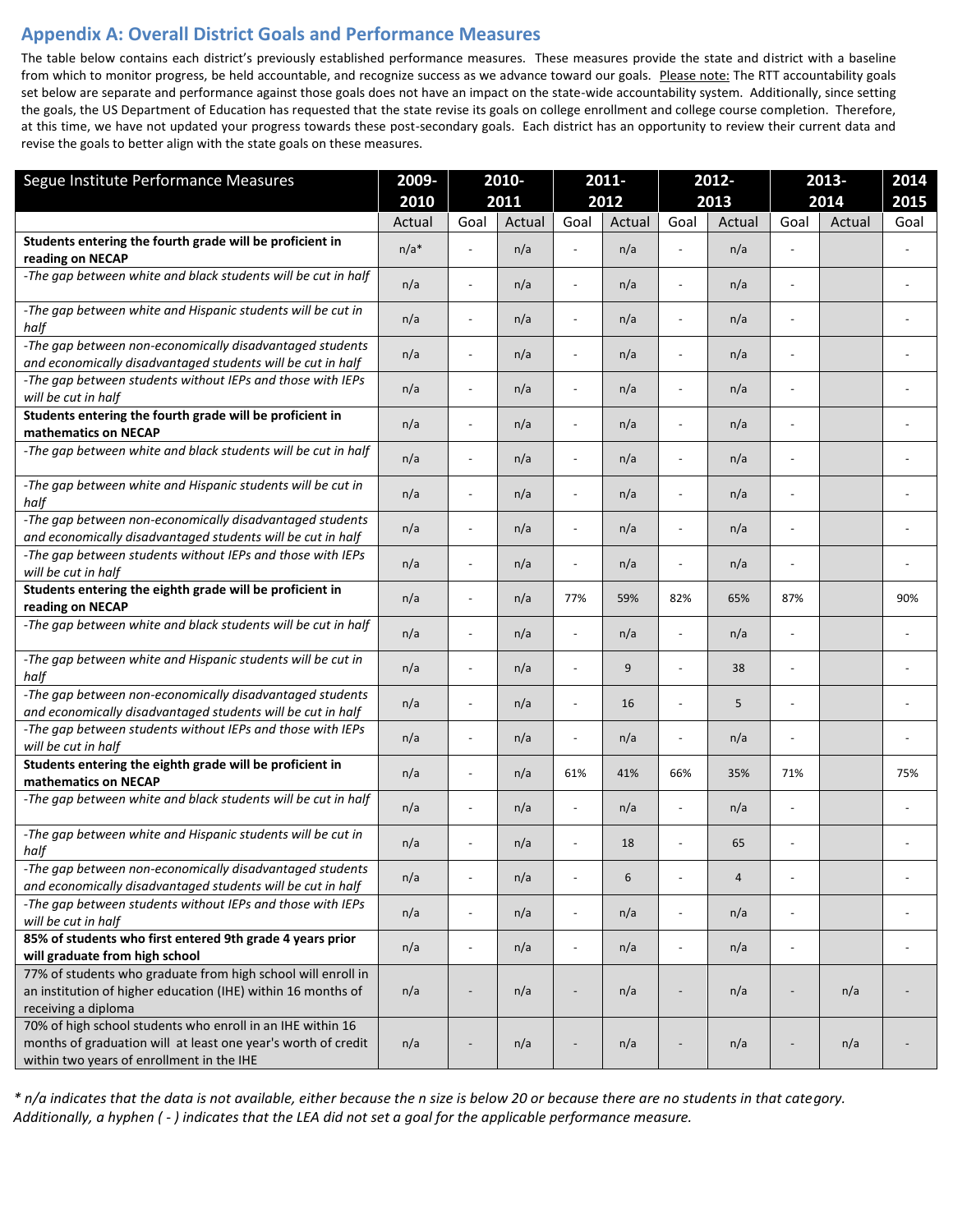## Appendix A: Overall District Goals and Performance Measures

The table below contains each district's previously established performance measures. These measures provide the state and district with a baseline from which to monitor progress, be held accountable, and recognize success as we advance toward our goals. Please note: The RTT accountability goals set below are separate and performance against those goals does not have an impact on the state-wide accountability system. Additionally, since setting the goals, the US Department of Education has requested that the state revise its goals on college enrollment and college course completion. Therefore, at this time, we have not updated your progress towards these post-secondary goals. Each district has an opportunity to review their current data and revise the goals to better align with the state goals on these measures.

| Segue Institute Performance Measures | 2009-2010 | 2010-2011 | | 2011-2012 | | 2012-2013 | | 2013-2014 | | 2014 2015 |
|---|---|---|---|---|---|---|---|---|---|---|
| | Actual | Goal | Actual | Goal | Actual | Goal | Actual | Goal | Actual | Goal |
| **Students entering the fourth grade will be proficient in reading on NECAP** | n/a* | - | n/a | - | n/a | - | n/a | - | | - |
| *-The gap between white and black students will be cut in half* | n/a | - | n/a | - | n/a | - | n/a | - | | - |
| *-The gap between white and Hispanic students will be cut in half* | n/a | - | n/a | - | n/a | - | n/a | - | | - |
| *-The gap between non-economically disadvantaged students and economically disadvantaged students will be cut in half* | n/a | - | n/a | - | n/a | - | n/a | - | | - |
| *-The gap between students without IEPs and those with IEPs will be cut in half* | n/a | - | n/a | - | n/a | - | n/a | - | | - |
| **Students entering the fourth grade will be proficient in mathematics on NECAP** | n/a | - | n/a | - | n/a | - | n/a | - | | - |
| *-The gap between white and black students will be cut in half* | n/a | - | n/a | - | n/a | - | n/a | - | | - |
| *-The gap between white and Hispanic students will be cut in half* | n/a | - | n/a | - | n/a | - | n/a | - | | - |
| *-The gap between non-economically disadvantaged students and economically disadvantaged students will be cut in half* | n/a | - | n/a | - | n/a | - | n/a | - | | - |
| *-The gap between students without IEPs and those with IEPs will be cut in half* | n/a | - | n/a | - | n/a | - | n/a | - | | - |
| **Students entering the eighth grade will be proficient in reading on NECAP** | n/a | - | n/a | 77% | 59% | 82% | 65% | 87% | | 90% |
| *-The gap between white and black students will be cut in half* | n/a | - | n/a | - | n/a | - | n/a | - | | - |
| *-The gap between white and Hispanic students will be cut in half* | n/a | - | n/a | - | 9 | - | 38 | - | | - |
| *-The gap between non-economically disadvantaged students and economically disadvantaged students will be cut in half* | n/a | - | n/a | - | 16 | - | 5 | - | | - |
| *-The gap between students without IEPs and those with IEPs will be cut in half* | n/a | - | n/a | - | n/a | - | n/a | - | | - |
| **Students entering the eighth grade will be proficient in mathematics on NECAP** | n/a | - | n/a | 61% | 41% | 66% | 35% | 71% | | 75% |
| *-The gap between white and black students will be cut in half* | n/a | - | n/a | - | n/a | - | n/a | - | | - |
| *-The gap between white and Hispanic students will be cut in half* | n/a | - | n/a | - | 18 | - | 65 | - | | - |
| *-The gap between non-economically disadvantaged students and economically disadvantaged students will be cut in half* | n/a | - | n/a | - | 6 | - | 4 | - | | - |
| *-The gap between students without IEPs and those with IEPs will be cut in half* | n/a | - | n/a | - | n/a | - | n/a | - | | - |
| **85% of students who first entered 9th grade 4 years prior will graduate from high school** | n/a | - | n/a | - | n/a | - | n/a | - | | - |
| 77% of students who graduate from high school will enroll in an institution of higher education (IHE) within 16 months of receiving a diploma | n/a | - | n/a | - | n/a | - | n/a | - | n/a | - |
| 70% of high school students who enroll in an IHE within 16 months of graduation will at least one year's worth of credit within two years of enrollment in the IHE | n/a | - | n/a | - | n/a | - | n/a | - | n/a | - |

*\* n/a indicates that the data is not available, either because the n size is below 20 or because there are no students in that category. Additionally, a hyphen ( - ) indicates that the LEA did not set a goal for the applicable performance measure.*